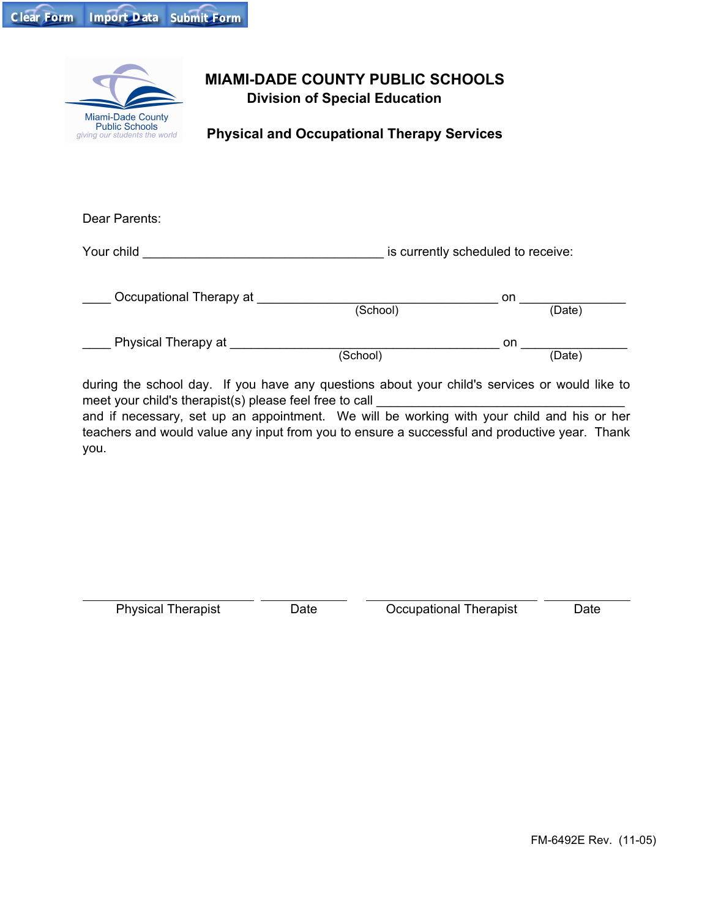Clear Form Import Data Submit Form

Miami-Dade County Public Schools
*giving our students the world*

# MIAMI-DADE COUNTY PUBLIC SCHOOLS

## Division of Special Education

## Physical and Occupational Therapy Services

Dear Parents:

Your child ___________________________________ is currently scheduled to receive:

____ Occupational Therapy at ___________________________________ on _______________
(School) (Date)

____ Physical Therapy at _______________________________________ on _______________
(School) (Date)

during the school day. If you have any questions about your child's services or would like to meet your child's therapist(s) please feel free to call ___________________________________ and if necessary, set up an appointment. We will be working with your child and his or her teachers and would value any input from you to ensure a successful and productive year. Thank you.

| _________________________ | ____________ | _________________________ | ____________ |
|---|---|---|---|
| Physical Therapist | Date | Occupational Therapist | Date |

FM-6492E Rev. (11-05)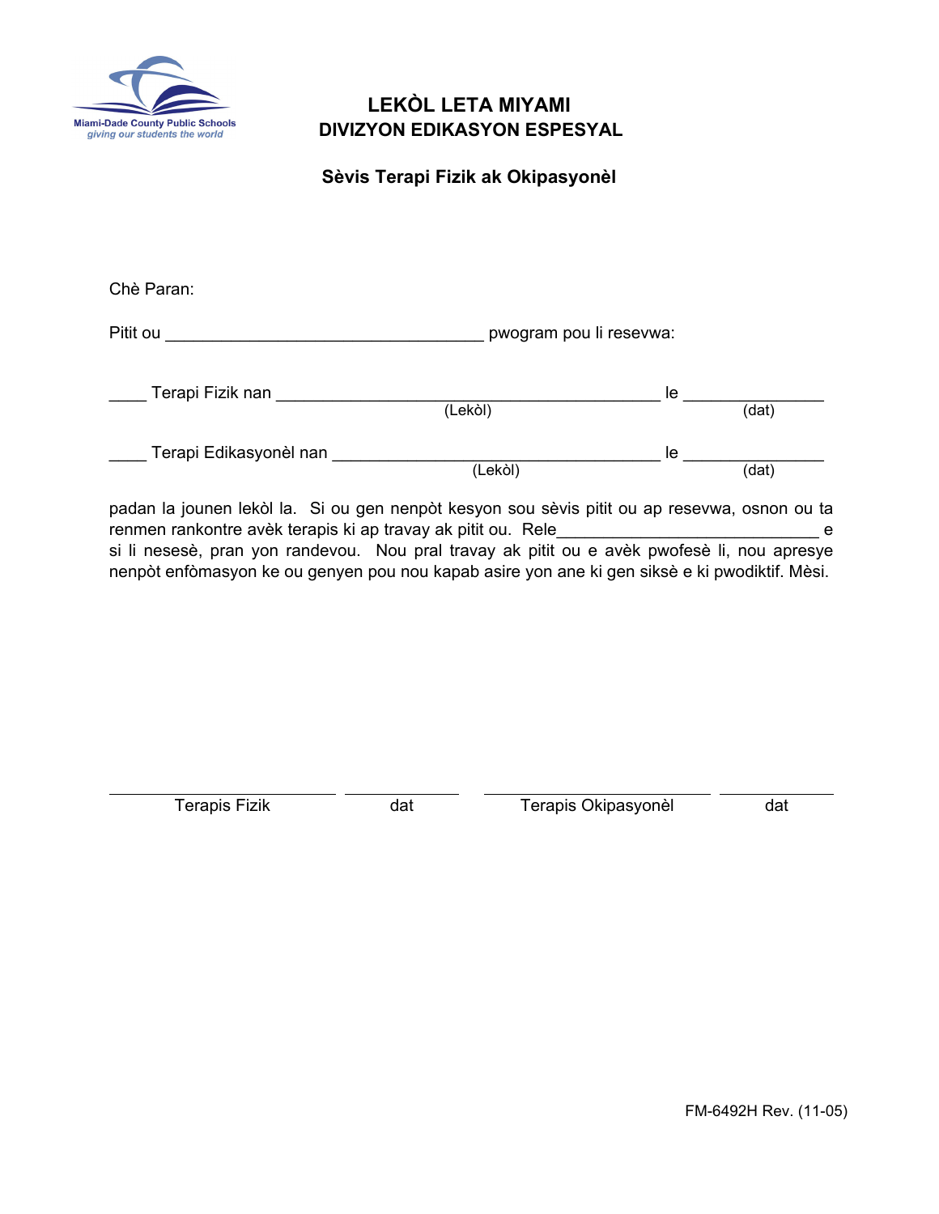Miami-Dade County Public Schools
*giving our students the world*

# LEKÒL LETA MIYAMI
## DIVIZYON EDIKASYON ESPESYAL

### Sèvis Terapi Fizik ak Okipasyonèl

Chè Paran:

Pitit ou ___________________________________ pwogram pou li resevwa:

____ Terapi Fizik nan __________________________________________ le _______________
(Lekòl) (dat)

____ Terapi Edikasyonèl nan ____________________________________ le _______________
(Lekòl) (dat)

padan la jounen lekòl la. Si ou gen nenpòt kesyon sou sèvis pitit ou ap resevwa, osnon ou ta renmen rankontre avèk terapis ki ap travay ak pitit ou. Rele____________________________ e si li nesesè, pran yon randevou. Nou pral travay ak pitit ou e avèk pwofesè li, nou apresye nenpòt enfòmasyon ke ou genyen pou nou kapab asire yon ane ki gen siksè e ki pwodiktif. Mèsi.

_________________________ ___________ _________________________ ___________
Terapis Fizik dat Terapis Okipasyonèl dat

FM-6492H Rev. (11-05)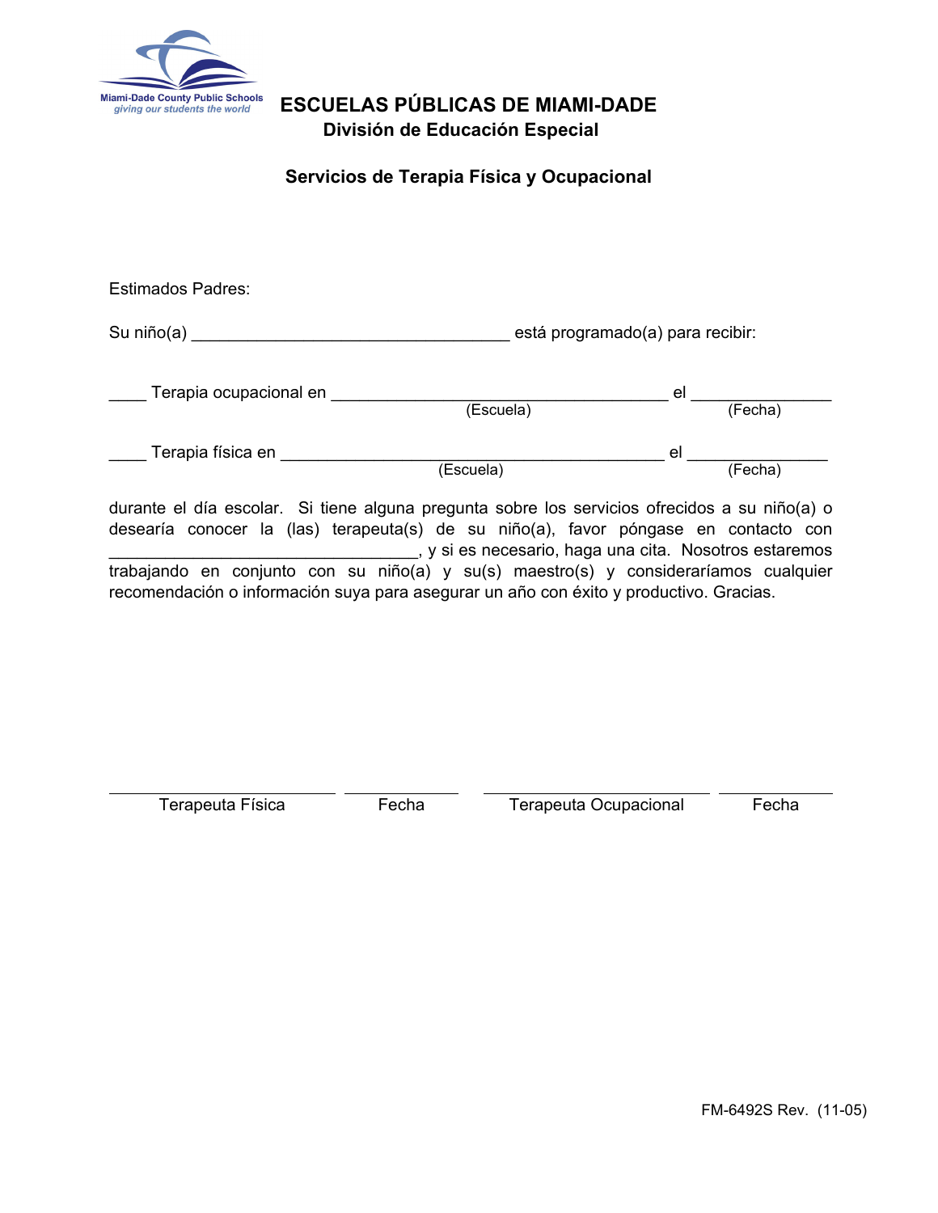Miami-Dade County Public Schools
*giving our students the world*

# ESCUELAS PÚBLICAS DE MIAMI-DADE

## División de Educación Especial

### Servicios de Terapia Física y Ocupacional

Estimados Padres:

Su niño(a) __________________________________ está programado(a) para recibir:

____ Terapia ocupacional en ____________________________________ el _______________
(Escuela) (Fecha)

____ Terapia física en _________________________________________ el _______________
(Escuela) (Fecha)

durante el día escolar. Si tiene alguna pregunta sobre los servicios ofrecidos a su niño(a) o desearía conocer la (las) terapeuta(s) de su niño(a), favor póngase en contacto con _________________________________, y si es necesario, haga una cita. Nosotros estaremos trabajando en conjunto con su niño(a) y su(s) maestro(s) y consideraríamos cualquier recomendación o información suya para asegurar un año con éxito y productivo. Gracias.

| | | | |
|---|---|---|---|
| ________________________ | ____________ | ________________________ | ____________ |
| Terapeuta Física | Fecha | Terapeuta Ocupacional | Fecha |

FM-6492S Rev. (11-05)